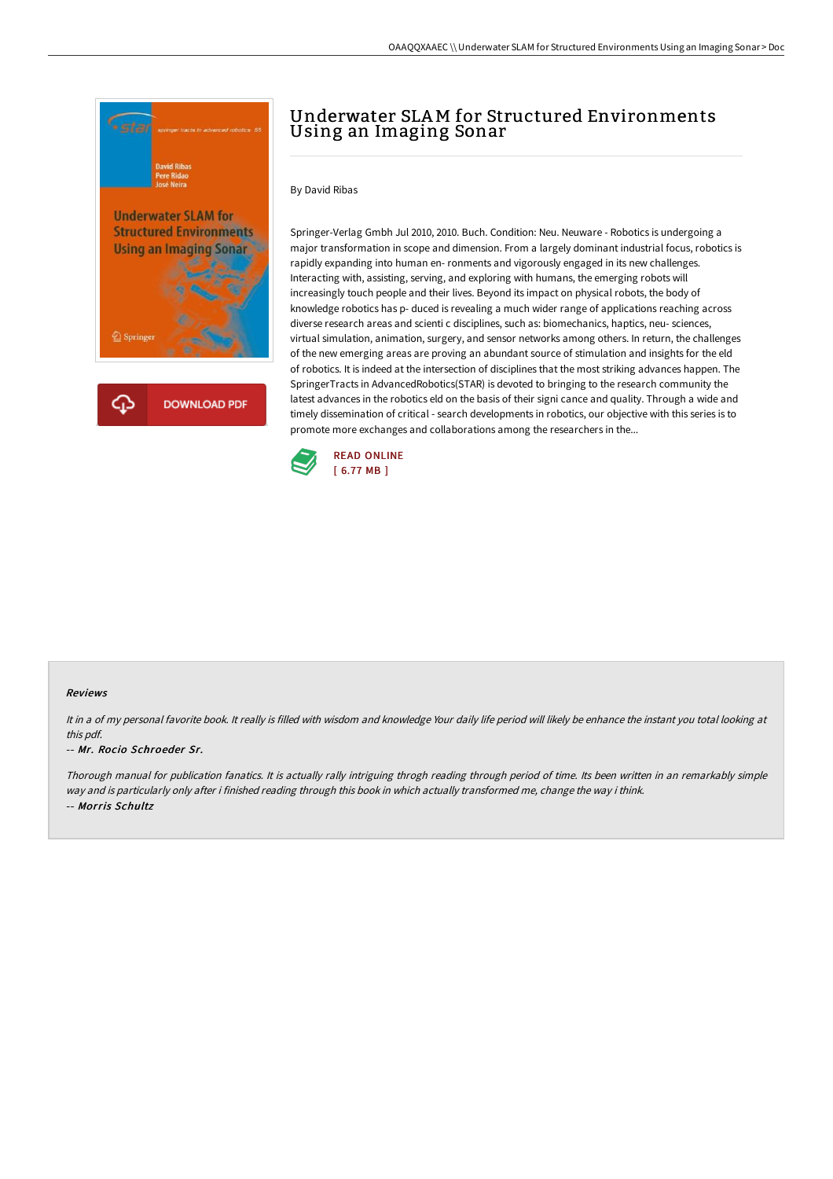# Underwater SLAM for Structured Environments Using an Imaging Sonar

By David Ribas

Springer-Verlag Gmbh Jul 2010, 2010. Buch. Condition: Neu. Neuware - Robotics is undergoing a major transformation in scope and dimension. From a largely dominant industrial focus, robotics is rapidly expanding into human en- ronments and vigorously engaged in its new challenges. Interacting with, assisting, serving, and exploring with humans, the emerging robots will increasingly touch people and their lives. Beyond its impact on physical robots, the body of knowledge robotics has p- duced is revealing a much wider range of applications reaching across diverse research areas and scienti c disciplines, such as: biomechanics, haptics, neu- sciences, virtual simulation, animation, surgery, and sensor networks among others. In return, the challenges of the new emerging areas are proving an abundant source of stimulation and insights for the eld of robotics. It is indeed at the intersection of disciplines that the most striking advances happen. The SpringerTracts in AdvancedRobotics(STAR) is devoted to bringing to the research community the latest advances in the robotics eld on the basis of their signi cance and quality. Through a wide and timely dissemination of critical - search developments in robotics, our objective with this series is to promote more exchanges and collaborations among the researchers in the...

READ ONLINE
[ 6.77 MB ]

DOWNLOAD PDF

### Reviews

*It in a of my personal favorite book. It really is filled with wisdom and knowledge Your daily life period will likely be enhance the instant you total looking at this pdf.*

-- ***Mr. Rocio Schroeder Sr.***

*Thorough manual for publication fanatics. It is actually rally intriguing throgh reading through period of time. Its been written in an remarkably simple way and is particularly only after i finished reading through this book in which actually transformed me, change the way i think.*

-- ***Morris Schultz***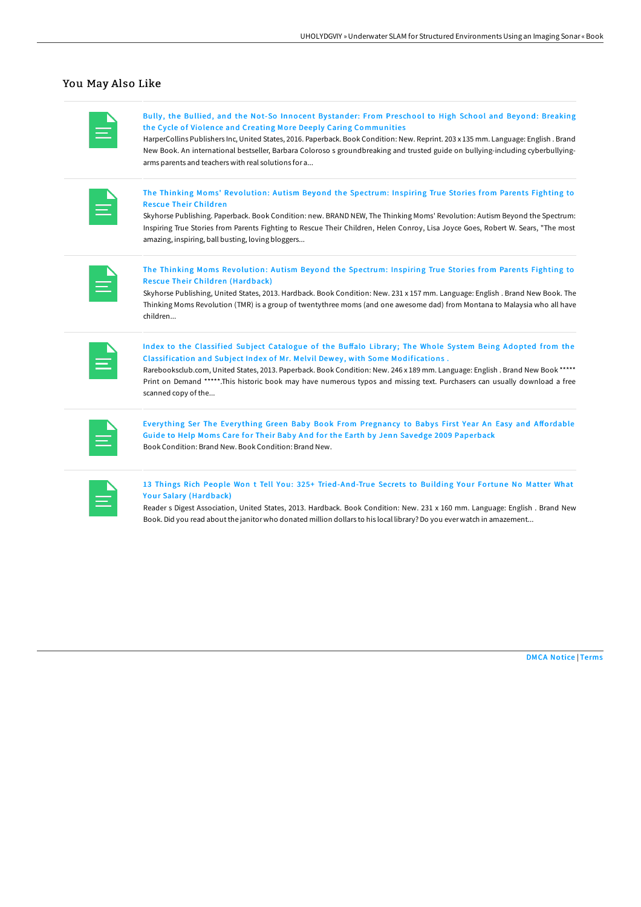## You May Also Like

**Bully, the Bullied, and the Not-So Innocent Bystander: From Preschool to High School and Beyond: Breaking the Cycle of Violence and Creating More Deeply Caring Communities**

HarperCollins Publishers Inc, United States, 2016. Paperback. Book Condition: New. Reprint. 203 x 135 mm. Language: English . Brand New Book. An international bestseller, Barbara Coloroso s groundbreaking and trusted guide on bullying-including cyberbullying-arms parents and teachers with real solutions for a...

**The Thinking Moms' Revolution: Autism Beyond the Spectrum: Inspiring True Stories from Parents Fighting to Rescue Their Children**

Skyhorse Publishing. Paperback. Book Condition: new. BRAND NEW, The Thinking Moms' Revolution: Autism Beyond the Spectrum: Inspiring True Stories from Parents Fighting to Rescue Their Children, Helen Conroy, Lisa Joyce Goes, Robert W. Sears, "The most amazing, inspiring, ball busting, loving bloggers...

**The Thinking Moms Revolution: Autism Beyond the Spectrum: Inspiring True Stories from Parents Fighting to Rescue Their Children (Hardback)**

Skyhorse Publishing, United States, 2013. Hardback. Book Condition: New. 231 x 157 mm. Language: English . Brand New Book. The Thinking Moms Revolution (TMR) is a group of twentythree moms (and one awesome dad) from Montana to Malaysia who all have children...

**Index to the Classified Subject Catalogue of the Buffalo Library; The Whole System Being Adopted from the Classification and Subject Index of Mr. Melvil Dewey, with Some Modifications .**

Rarebooksclub.com, United States, 2013. Paperback. Book Condition: New. 246 x 189 mm. Language: English . Brand New Book ***** Print on Demand *****.This historic book may have numerous typos and missing text. Purchasers can usually download a free scanned copy of the...

**Everything Ser The Everything Green Baby Book From Pregnancy to Babys First Year An Easy and Affordable Guide to Help Moms Care for Their Baby And for the Earth by Jenn Savedge 2009 Paperback**

Book Condition: Brand New. Book Condition: Brand New.

**13 Things Rich People Won t Tell You: 325+ Tried-And-True Secrets to Building Your Fortune No Matter What Your Salary (Hardback)**

Reader s Digest Association, United States, 2013. Hardback. Book Condition: New. 231 x 160 mm. Language: English . Brand New Book. Did you read about the janitor who donated million dollars to his local library? Do you ever watch in amazement...

DMCA Notice | Terms